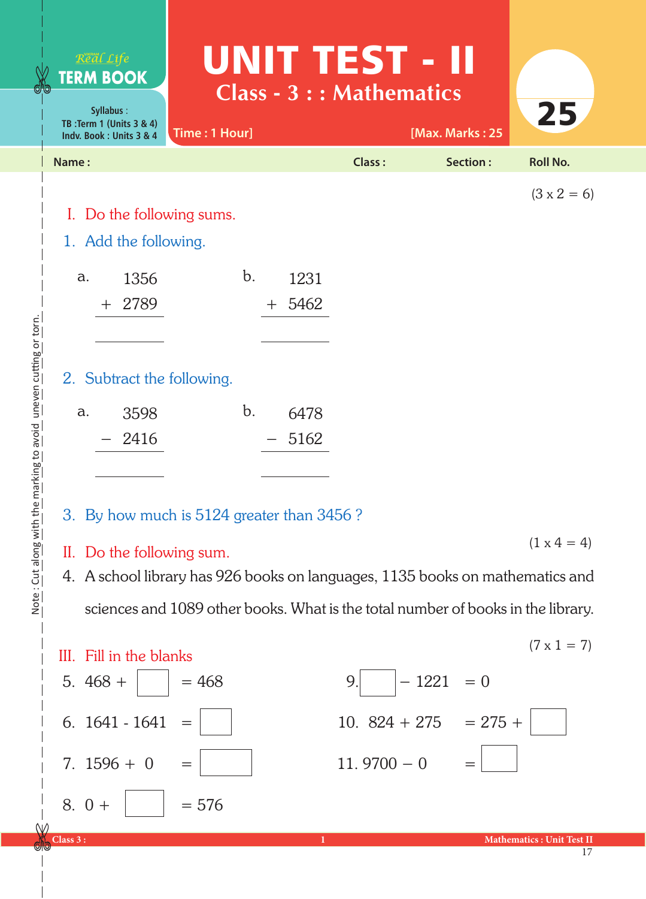Real Life **TERM BOOK**

Syllabus :
TB :Term 1 (Units 3 & 4)
Indv. Book : Units 3 & 4

# UNIT TEST - II

## Class - 3 : : Mathematics

Time : 1 Hour] [Max. Marks : 25

**25**

**Name :** **Class :** **Section :** **Roll No.**

(3 x 2 = 6)

### I. Do the following sums.

1. Add the following.

a.
```
   1356
 + 2789
 ------

 ------
```

b.
```
   1231
 + 5462
 ------

 ------
```

2. Subtract the following.

a.
```
   3598
 – 2416
 ------

 ------
```

b.
```
   6478
 – 5162
 ------

 ------
```

3. By how much is 5124 greater than 3456 ?

(1 x 4 = 4)

### II. Do the following sum.

4. A school library has 926 books on languages, 1135 books on mathematics and sciences and 1089 other books. What is the total number of books in the library.

(7 x 1 = 7)

### III. Fill in the blanks

5. 468 + [ ] = 468

6. 1641 - 1641 = [ ]

7. 1596 + 0 = [ ]

8. 0 + [ ] = 576

9. [ ] – 1221 = 0

10. 824 + 275 = 275 + [ ]

11. 9700 – 0 = [ ]

Note : Cut along with the marking to avoid uneven cutting or torn.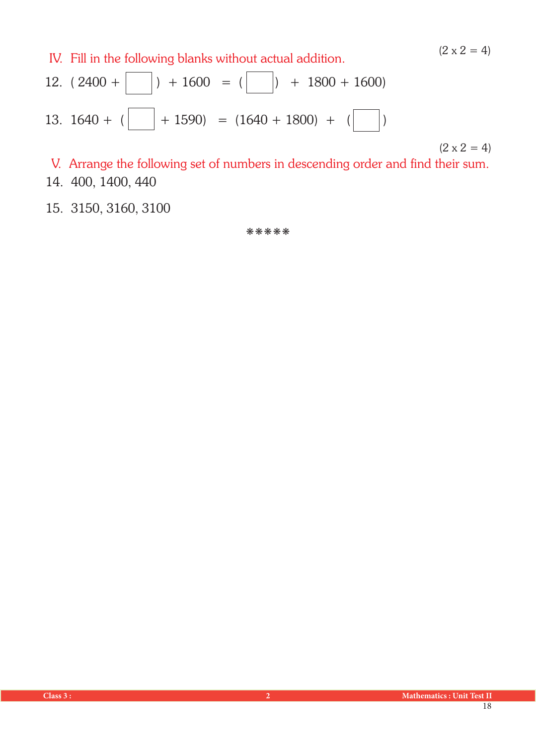(2 x 2 = 4)

## IV. Fill in the following blanks without actual addition.

12. ( 2400 + ☐ ) + 1600 = ( ☐ ) + 1800 + 1600)

13. 1640 + ( ☐ + 1590) = (1640 + 1800) + ( ☐ )

(2 x 2 = 4)

## V. Arrange the following set of numbers in descending order and find their sum.

14. 400, 1400, 440

15. 3150, 3160, 3100

*****